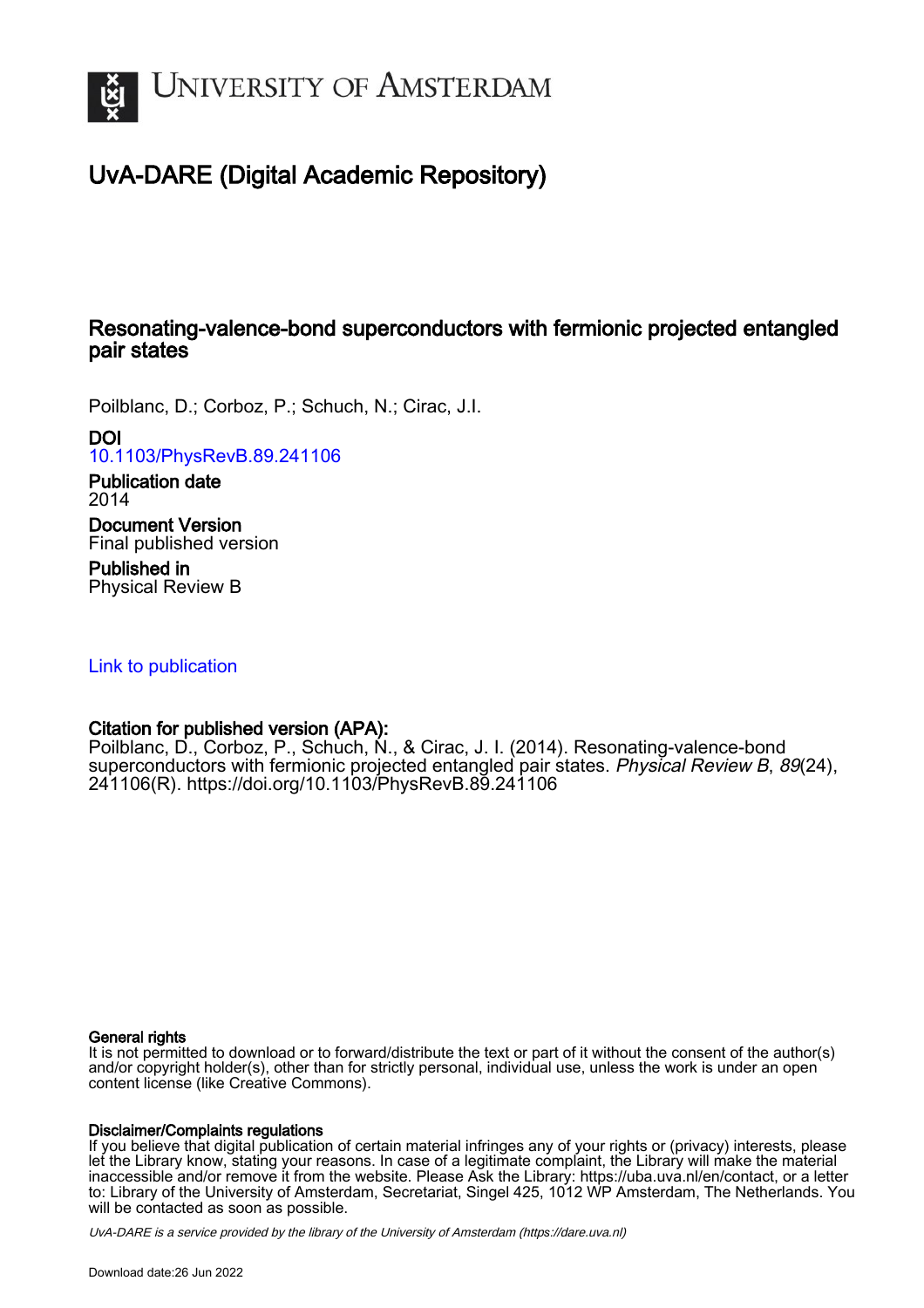# University of Amsterdam

## UvA-DARE (Digital Academic Repository)

### Resonating-valence-bond superconductors with fermionic projected entangled pair states

Poilblanc, D.; Corboz, P.; Schuch, N.; Cirac, J.I.

**DOI**
10.1103/PhysRevB.89.241106

**Publication date**
2014

**Document Version**
Final published version

**Published in**
Physical Review B

Link to publication

**Citation for published version (APA):**
Poilblanc, D., Corboz, P., Schuch, N., & Cirac, J. I. (2014). Resonating-valence-bond superconductors with fermionic projected entangled pair states. *Physical Review B*, *89*(24), 241106(R). https://doi.org/10.1103/PhysRevB.89.241106

**General rights**
It is not permitted to download or to forward/distribute the text or part of it without the consent of the author(s) and/or copyright holder(s), other than for strictly personal, individual use, unless the work is under an open content license (like Creative Commons).

**Disclaimer/Complaints regulations**
If you believe that digital publication of certain material infringes any of your rights or (privacy) interests, please let the Library know, stating your reasons. In case of a legitimate complaint, the Library will make the material inaccessible and/or remove it from the website. Please Ask the Library: https://uba.uva.nl/en/contact, or a letter to: Library of the University of Amsterdam, Secretariat, Singel 425, 1012 WP Amsterdam, The Netherlands. You will be contacted as soon as possible.

UvA-DARE is a service provided by the library of the University of Amsterdam (https://dare.uva.nl)

Download date:26 Jun 2022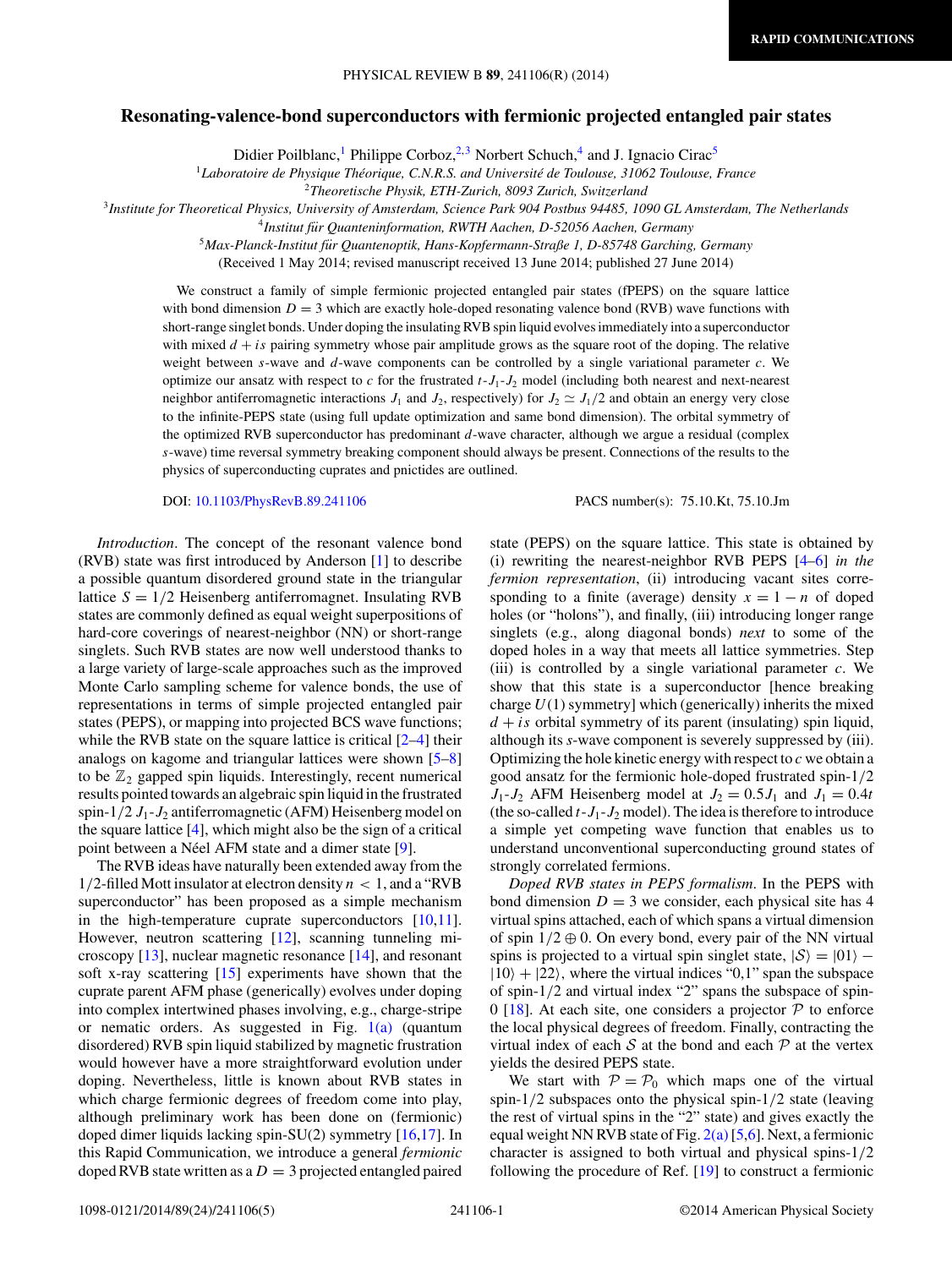# Resonating-valence-bond superconductors with fermionic projected entangled pair states

Didier Poilblanc,[1] Philippe Corboz,[2,3] Norbert Schuch,[4] and J. Ignacio Cirac[5]

[1]Laboratoire de Physique Théorique, C.N.R.S. and Université de Toulouse, 31062 Toulouse, France

[2]Theoretische Physik, ETH-Zurich, 8093 Zurich, Switzerland

[3]Institute for Theoretical Physics, University of Amsterdam, Science Park 904 Postbus 94485, 1090 GL Amsterdam, The Netherlands

[4]Institut für Quanteninformation, RWTH Aachen, D-52056 Aachen, Germany

[5]Max-Planck-Institut für Quantenoptik, Hans-Kopfermann-Straße 1, D-85748 Garching, Germany

(Received 1 May 2014; revised manuscript received 13 June 2014; published 27 June 2014)

We construct a family of simple fermionic projected entangled pair states (fPEPS) on the square lattice with bond dimension $D = 3$ which are exactly hole-doped resonating valence bond (RVB) wave functions with short-range singlet bonds. Under doping the insulating RVB spin liquid evolves immediately into a superconductor with mixed $d + is$ pairing symmetry whose pair amplitude grows as the square root of the doping. The relative weight between $s$-wave and $d$-wave components can be controlled by a single variational parameter $c$. We optimize our ansatz with respect to $c$ for the frustrated $t$-$J_1$-$J_2$ model (including both nearest and next-nearest neighbor antiferromagnetic interactions $J_1$ and $J_2$, respectively) for $J_2 \simeq J_1/2$ and obtain an energy very close to the infinite-PEPS state (using full update optimization and same bond dimension). The orbital symmetry of the optimized RVB superconductor has predominant $d$-wave character, although we argue a residual (complex $s$-wave) time reversal symmetry breaking component should always be present. Connections of the results to the physics of superconducting cuprates and pnictides are outlined.

DOI: 10.1103/PhysRevB.89.241106 PACS number(s): 75.10.Kt, 75.10.Jm

*Introduction*. The concept of the resonant valence bond (RVB) state was first introduced by Anderson [1] to describe a possible quantum disordered ground state in the triangular lattice $S = 1/2$ Heisenberg antiferromagnet. Insulating RVB states are commonly defined as equal weight superpositions of hard-core coverings of nearest-neighbor (NN) or short-range singlets. Such RVB states are now well understood thanks to a large variety of large-scale approaches such as the improved Monte Carlo sampling scheme for valence bonds, the use of representations in terms of simple projected entangled pair states (PEPS), or mapping into projected BCS wave functions; while the RVB state on the square lattice is critical [2–4] their analogs on kagome and triangular lattices were shown [5–8] to be $\mathbb{Z}_2$ gapped spin liquids. Interestingly, recent numerical results pointed towards an algebraic spin liquid in the frustrated spin-1/2 $J_1$-$J_2$ antiferromagnetic (AFM) Heisenberg model on the square lattice [4], which might also be the sign of a critical point between a Néel AFM state and a dimer state [9].

The RVB ideas have naturally been extended away from the 1/2-filled Mott insulator at electron density $n < 1$, and a "RVB superconductor" has been proposed as a simple mechanism in the high-temperature cuprate superconductors [10,11]. However, neutron scattering [12], scanning tunneling microscopy [13], nuclear magnetic resonance [14], and resonant soft x-ray scattering [15] experiments have shown that the cuprate parent AFM phase (generically) evolves under doping into complex intertwined phases involving, e.g., charge-stripe or nematic orders. As suggested in Fig. 1(a) (quantum disordered) RVB spin liquid stabilized by magnetic frustration would however have a more straightforward evolution under doping. Nevertheless, little is known about RVB states in which charge fermionic degrees of freedom come into play, although preliminary work has been done on (fermionic) doped dimer liquids lacking spin-SU(2) symmetry [16,17]. In this Rapid Communication, we introduce a general *fermionic* doped RVB state written as a $D = 3$ projected entangled paired state (PEPS) on the square lattice. This state is obtained by (i) rewriting the nearest-neighbor RVB PEPS [4–6] *in the fermion representation*, (ii) introducing vacant sites corresponding to a finite (average) density $x = 1 - n$ of doped holes (or "holons"), and finally, (iii) introducing longer range singlets (e.g., along diagonal bonds) *next* to some of the doped holes in a way that meets all lattice symmetries. Step (iii) is controlled by a single variational parameter $c$. We show that this state is a superconductor [hence breaking charge $U(1)$ symmetry] which (generically) inherits the mixed $d + is$ orbital symmetry of its parent (insulating) spin liquid, although its $s$-wave component is severely suppressed by (iii). Optimizing the hole kinetic energy with respect to $c$ we obtain a good ansatz for the fermionic hole-doped frustrated spin-1/2 $J_1$-$J_2$ AFM Heisenberg model at $J_2 = 0.5J_1$ and $J_1 = 0.4t$ (the so-called $t$-$J_1$-$J_2$ model). The idea is therefore to introduce a simple yet competing wave function that enables us to understand unconventional superconducting ground states of strongly correlated fermions.

*Doped RVB states in PEPS formalism*. In the PEPS with bond dimension $D = 3$ we consider, each physical site has 4 virtual spins attached, each of which spans a virtual dimension of spin $1/2 \oplus 0$. On every bond, every pair of the NN virtual spins is projected to a virtual spin singlet state, $|\mathcal{S}\rangle = |01\rangle - |10\rangle + |22\rangle$, where the virtual indices "0,1" span the subspace of spin-1/2 and virtual index "2" spans the subspace of spin-0 [18]. At each site, one considers a projector $\mathcal{P}$ to enforce the local physical degrees of freedom. Finally, contracting the virtual index of each $\mathcal{S}$ at the bond and each $\mathcal{P}$ at the vertex yields the desired PEPS state.

We start with $\mathcal{P} = \mathcal{P}_0$ which maps one of the virtual spin-1/2 subspaces onto the physical spin-1/2 state (leaving the rest of virtual spins in the "2" state) and gives exactly the equal weight NN RVB state of Fig. 2(a) [5,6]. Next, a fermionic character is assigned to both virtual and physical spins-1/2 following the procedure of Ref. [19] to construct a fermionic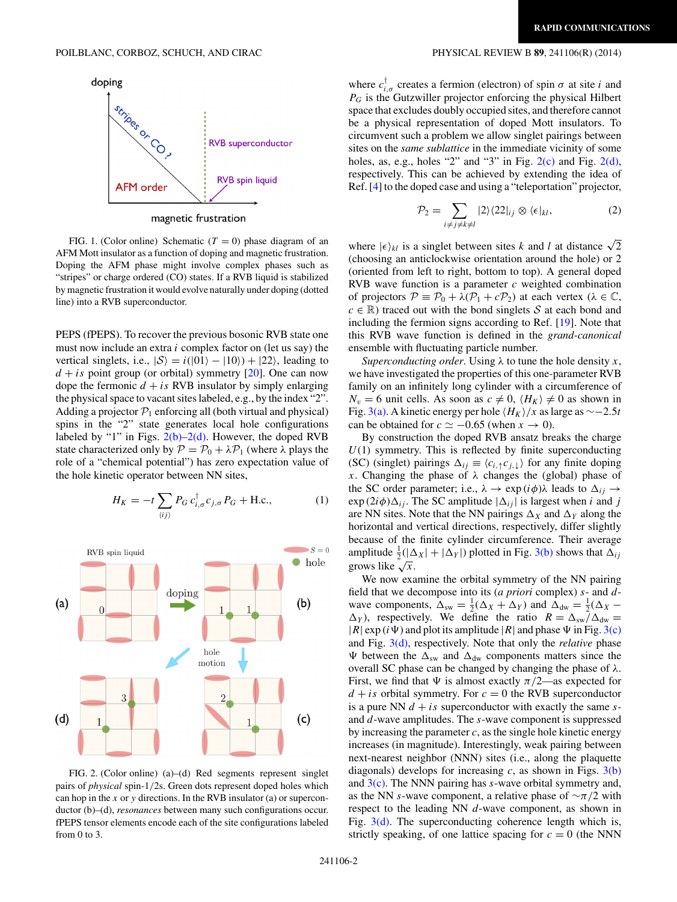FIG. 1. (Color online) Schematic ($T = 0$) phase diagram of an AFM Mott insulator as a function of doping and magnetic frustration. Doping the AFM phase might involve complex phases such as "stripes" or charge ordered (CO) states. If a RVB liquid is stabilized by magnetic frustration it would evolve naturally under doping (dotted line) into a RVB superconductor.

PEPS (fPEPS). To recover the previous bosonic RVB state one must now include an extra $i$ complex factor on (let us say) the vertical singlets, i.e., $|\mathcal{S}\rangle = i(|01\rangle - |10\rangle) + |22\rangle$, leading to $d + is$ point group (or orbital) symmetry [20]. One can now dope the fermionic $d + is$ RVB insulator by simply enlarging the physical space to vacant sites labeled, e.g., by the index "2". Adding a projector $\mathcal{P}_1$ enforcing all (both virtual and physical) spins in the "2" state generates local hole configurations labeled by "1" in Figs. 2(b)–2(d). However, the doped RVB state characterized only by $\mathcal{P} = \mathcal{P}_0 + \lambda\mathcal{P}_1$ (where $\lambda$ plays the role of a "chemical potential") has zero expectation value of the hole kinetic operator between NN sites,

$$H_K = -t \sum_{\langle ij \rangle} P_G \, c_{i,\sigma}^{\dagger} c_{j,\sigma} P_G + \text{H.c.}, \tag{1}$$

FIG. 2. (Color online) (a)–(d) Red segments represent singlet pairs of *physical* spin-1/2s. Green dots represent doped holes which can hop in the $x$ or $y$ directions. In the RVB insulator (a) or superconductor (b)–(d), *resonances* between many such configurations occur. fPEPS tensor elements encode each of the site configurations labeled from 0 to 3.

where $c_{i,\sigma}^{\dagger}$ creates a fermion (electron) of spin $\sigma$ at site $i$ and $P_G$ is the Gutzwiller projector enforcing the physical Hilbert space that excludes doubly occupied sites, and therefore cannot be a physical representation of doped Mott insulators. To circumvent such a problem we allow singlet pairings between sites on the *same sublattice* in the immediate vicinity of some holes, as, e.g., holes "2" and "3" in Fig. 2(c) and Fig. 2(d), respectively. This can be achieved by extending the idea of Ref. [4] to the doped case and using a "teleportation" projector,

$$\mathcal{P}_2 = \sum_{i \neq j \neq k \neq l} |2\rangle\langle 22|_{ij} \otimes \langle \epsilon|_{kl}, \tag{2}$$

where $|\epsilon\rangle_{kl}$ is a singlet between sites $k$ and $l$ at distance $\sqrt{2}$ (choosing an anticlockwise orientation around the hole) or 2 (oriented from left to right, bottom to top). A general doped RVB wave function is a parameter $c$ weighted combination of projectors $\mathcal{P} \equiv \mathcal{P}_0 + \lambda(\mathcal{P}_1 + c\mathcal{P}_2)$ at each vertex ($\lambda \in \mathbb{C}$, $c \in \mathbb{R}$) traced out with the bond singlets $\mathcal{S}$ at each bond and including the fermion signs according to Ref. [19]. Note that this RVB wave function is defined in the *grand-canonical* ensemble with fluctuating particle number.

*Superconducting order*. Using $\lambda$ to tune the hole density $x$, we have investigated the properties of this one-parameter RVB family on an infinitely long cylinder with a circumference of $N_v = 6$ unit cells. As soon as $c \neq 0$, $\langle H_K \rangle \neq 0$ as shown in Fig. 3(a). A kinetic energy per hole $\langle H_K \rangle / x$ as large as $\sim -2.5t$ can be obtained for $c \simeq -0.65$ (when $x \to 0$).

By construction the doped RVB ansatz breaks the charge $U(1)$ symmetry. This is reflected by finite superconducting (SC) (singlet) pairings $\Delta_{ij} \equiv \langle c_{i,\uparrow} c_{j,\downarrow} \rangle$ for any finite doping $x$. Changing the phase of $\lambda$ changes the (global) phase of the SC order parameter; i.e., $\lambda \to \exp(i\phi)\lambda$ leads to $\Delta_{ij} \to \exp(2i\phi)\Delta_{ij}$. The SC amplitude $|\Delta_{ij}|$ is largest when $i$ and $j$ are NN sites. Note that the NN pairings $\Delta_X$ and $\Delta_Y$ along the horizontal and vertical directions, respectively, differ slightly because of the finite cylinder circumference. Their average amplitude $\frac{1}{2}(|\Delta_X| + |\Delta_Y|)$ plotted in Fig. 3(b) shows that $\Delta_{ij}$ grows like $\sqrt{x}$.

We now examine the orbital symmetry of the NN pairing field that we decompose into its (*a priori* complex) $s$- and $d$-wave components, $\Delta_{\text{sw}} = \frac{1}{2}(\Delta_X + \Delta_Y)$ and $\Delta_{\text{dw}} = \frac{1}{2}(\Delta_X - \Delta_Y)$, respectively. We define the ratio $R = \Delta_{\text{sw}}/\Delta_{\text{dw}} = |R| \exp(i\Psi)$ and plot its amplitude $|R|$ and phase $\Psi$ in Fig. 3(c) and Fig. 3(d), respectively. Note that only the *relative* phase $\Psi$ between the $\Delta_{\text{sw}}$ and $\Delta_{\text{dw}}$ components matters since the overall SC phase can be changed by changing the phase of $\lambda$. First, we find that $\Psi$ is almost exactly $\pi/2$—as expected for $d + is$ orbital symmetry. For $c = 0$ the RVB superconductor is a pure NN $d + is$ superconductor with exactly the same $s$- and $d$-wave amplitudes. The $s$-wave component is suppressed by increasing the parameter $c$, as the single hole kinetic energy increases (in magnitude). Interestingly, weak pairing between next-nearest neighbor (NNN) sites (i.e., along the plaquette diagonals) develops for increasing $c$, as shown in Figs. 3(b) and 3(c). The NNN pairing has $s$-wave orbital symmetry and, as the NN $s$-wave component, a relative phase of $\sim\pi/2$ with respect to the leading NN $d$-wave component, as shown in Fig. 3(d). The superconducting coherence length which is, strictly speaking, of one lattice spacing for $c = 0$ (the NNN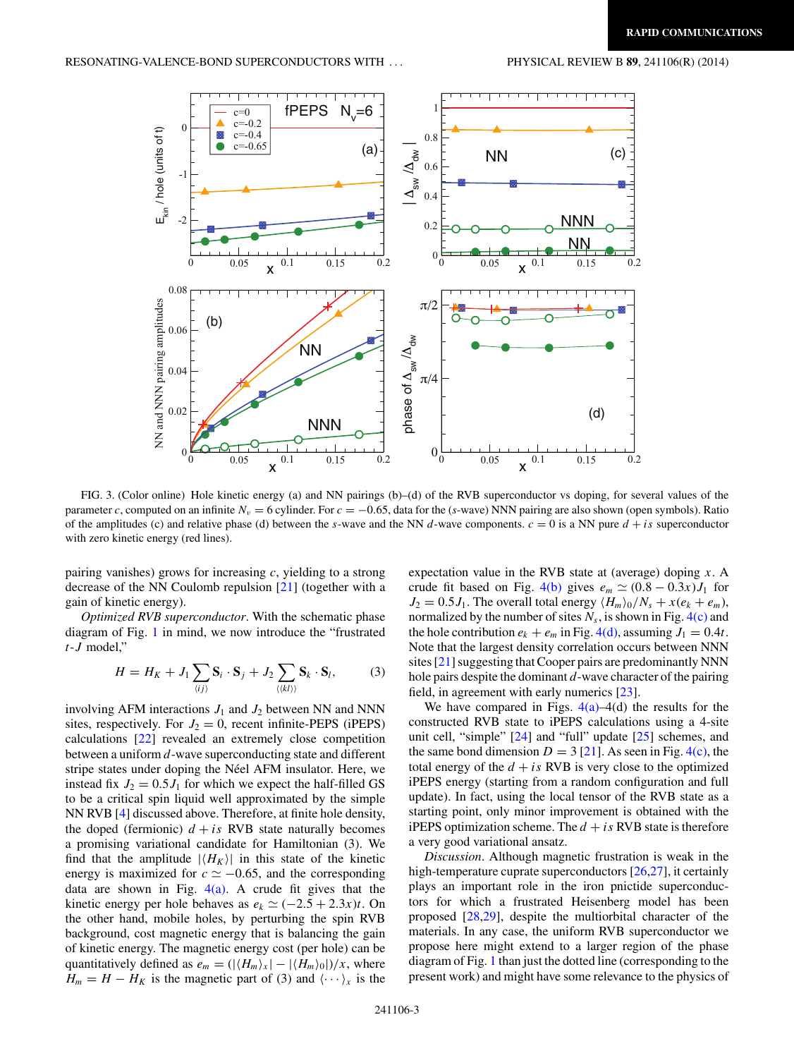FIG. 3. (Color online) Hole kinetic energy (a) and NN pairings (b)–(d) of the RVB superconductor vs doping, for several values of the parameter $c$, computed on an infinite $N_v = 6$ cylinder. For $c = -0.65$, data for the ($s$-wave) NNN pairing are also shown (open symbols). Ratio of the amplitudes (c) and relative phase (d) between the $s$-wave and the NN $d$-wave components. $c = 0$ is a NN pure $d + is$ superconductor with zero kinetic energy (red lines).

pairing vanishes) grows for increasing $c$, yielding to a strong decrease of the NN Coulomb repulsion [21] (together with a gain of kinetic energy).

*Optimized RVB superconductor*. With the schematic phase diagram of Fig. 1 in mind, we now introduce the "frustrated $t$-$J$ model,"

$$H = H_K + J_1 \sum_{\langle ij \rangle} \mathbf{S}_i \cdot \mathbf{S}_j + J_2 \sum_{\langle\langle kl \rangle\rangle} \mathbf{S}_k \cdot \mathbf{S}_l, \tag{3}$$

involving AFM interactions $J_1$ and $J_2$ between NN and NNN sites, respectively. For $J_2 = 0$, recent infinite-PEPS (iPEPS) calculations [22] revealed an extremely close competition between a uniform $d$-wave superconducting state and different stripe states under doping the Néel AFM insulator. Here, we instead fix $J_2 = 0.5J_1$ for which we expect the half-filled GS to be a critical spin liquid well approximated by the simple NN RVB [4] discussed above. Therefore, at finite hole density, the doped (fermionic) $d + is$ RVB state naturally becomes a promising variational candidate for Hamiltonian (3). We find that the amplitude $|\langle H_K \rangle|$ in this state of the kinetic energy is maximized for $c \simeq -0.65$, and the corresponding data are shown in Fig. 4(a). A crude fit gives that the kinetic energy per hole behaves as $e_k \simeq (-2.5 + 2.3x)t$. On the other hand, mobile holes, by perturbing the spin RVB background, cost magnetic energy that is balancing the gain of kinetic energy. The magnetic energy cost (per hole) can be quantitatively defined as $e_m = (|\langle H_m \rangle_x| - |\langle H_m \rangle_0|)/x$, where $H_m = H - H_K$ is the magnetic part of (3) and $\langle \cdots \rangle_x$ is the expectation value in the RVB state at (average) doping $x$. A crude fit based on Fig. 4(b) gives $e_m \simeq (0.8 - 0.3x)J_1$ for $J_2 = 0.5J_1$. The overall total energy $\langle H_m \rangle_0/N_s + x(e_k + e_m)$, normalized by the number of sites $N_s$, is shown in Fig. 4(c) and the hole contribution $e_k + e_m$ in Fig. 4(d), assuming $J_1 = 0.4t$. Note that the largest density correlation occurs between NNN sites [21] suggesting that Cooper pairs are predominantly NNN hole pairs despite the dominant $d$-wave character of the pairing field, in agreement with early numerics [23].

We have compared in Figs. 4(a)–4(d) the results for the constructed RVB state to iPEPS calculations using a 4-site unit cell, "simple" [24] and "full" update [25] schemes, and the same bond dimension $D = 3$ [21]. As seen in Fig. 4(c), the total energy of the $d + is$ RVB is very close to the optimized iPEPS energy (starting from a random configuration and full update). In fact, using the local tensor of the RVB state as a starting point, only minor improvement is obtained with the iPEPS optimization scheme. The $d + is$ RVB state is therefore a very good variational ansatz.

*Discussion*. Although magnetic frustration is weak in the high-temperature cuprate superconductors [26,27], it certainly plays an important role in the iron pnictide superconductors for which a frustrated Heisenberg model has been proposed [28,29], despite the multiorbital character of the materials. In any case, the uniform RVB superconductor we propose here might extend to a larger region of the phase diagram of Fig. 1 than just the dotted line (corresponding to the present work) and might have some relevance to the physics of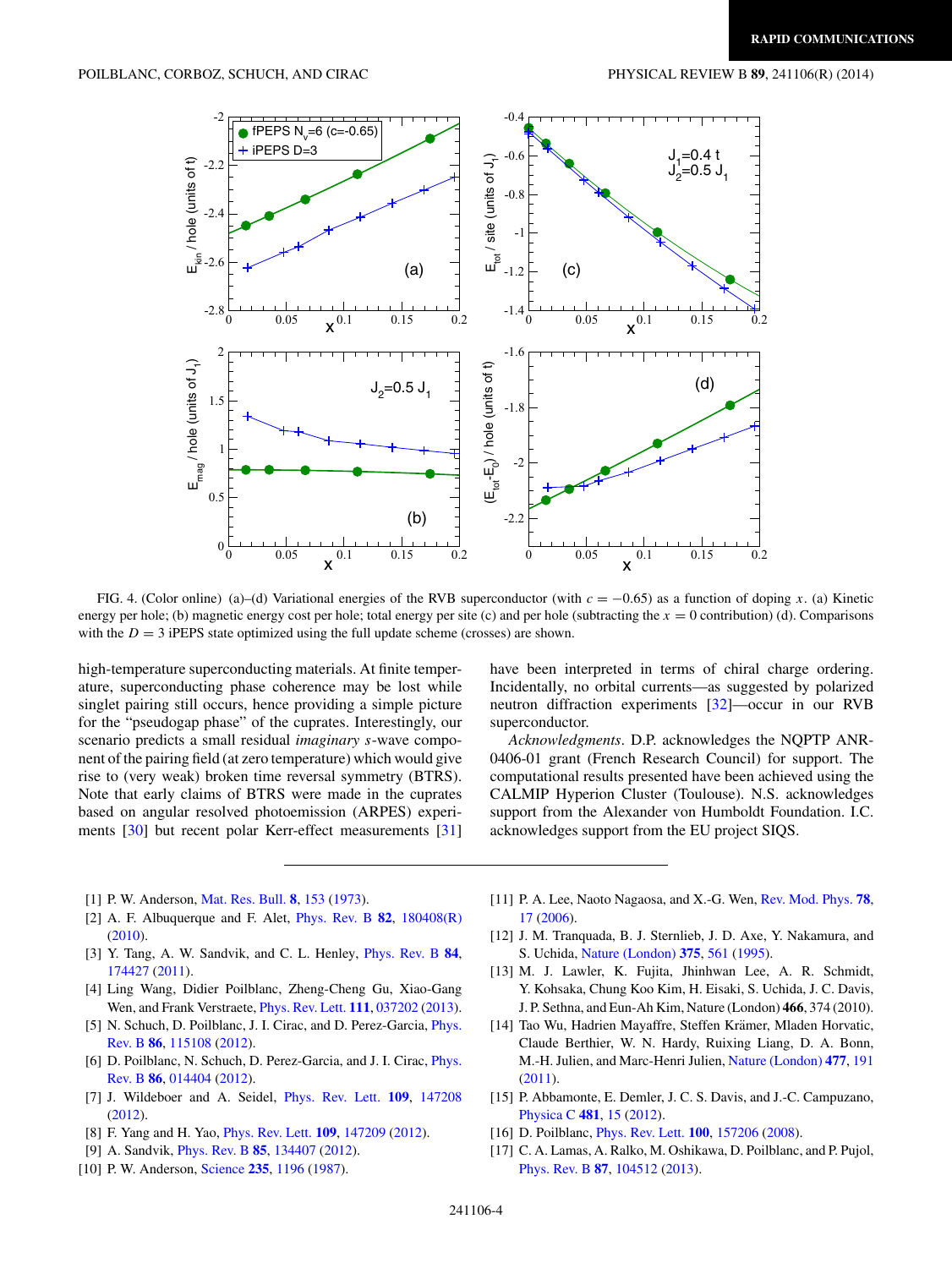FIG. 4. (Color online) (a)–(d) Variational energies of the RVB superconductor (with $c = -0.65$) as a function of doping $x$. (a) Kinetic energy per hole; (b) magnetic energy cost per hole; total energy per site (c) and per hole (subtracting the $x = 0$ contribution) (d). Comparisons with the $D = 3$ iPEPS state optimized using the full update scheme (crosses) are shown.

high-temperature superconducting materials. At finite temperature, superconducting phase coherence may be lost while singlet pairing still occurs, hence providing a simple picture for the "pseudogap phase" of the cuprates. Interestingly, our scenario predicts a small residual *imaginary* $s$-wave component of the pairing field (at zero temperature) which would give rise to (very weak) broken time reversal symmetry (BTRS). Note that early claims of BTRS were made in the cuprates based on angular resolved photoemission (ARPES) experiments [30] but recent polar Kerr-effect measurements [31] have been interpreted in terms of chiral charge ordering. Incidentally, no orbital currents—as suggested by polarized neutron diffraction experiments [32]—occur in our RVB superconductor.

*Acknowledgments*. D.P. acknowledges the NQPTP ANR-0406-01 grant (French Research Council) for support. The computational results presented have been achieved using the CALMIP Hyperion Cluster (Toulouse). N.S. acknowledges support from the Alexander von Humboldt Foundation. I.C. acknowledges support from the EU project SIQS.

---

[1] P. W. Anderson, Mat. Res. Bull. **8**, 153 (1973).
[2] A. F. Albuquerque and F. Alet, Phys. Rev. B **82**, 180408(R) (2010).
[3] Y. Tang, A. W. Sandvik, and C. L. Henley, Phys. Rev. B **84**, 174427 (2011).
[4] Ling Wang, Didier Poilblanc, Zheng-Cheng Gu, Xiao-Gang Wen, and Frank Verstraete, Phys. Rev. Lett. **111**, 037202 (2013).
[5] N. Schuch, D. Poilblanc, J. I. Cirac, and D. Perez-Garcia, Phys. Rev. B **86**, 115108 (2012).
[6] D. Poilblanc, N. Schuch, D. Perez-Garcia, and J. I. Cirac, Phys. Rev. B **86**, 014404 (2012).
[7] J. Wildeboer and A. Seidel, Phys. Rev. Lett. **109**, 147208 (2012).
[8] F. Yang and H. Yao, Phys. Rev. Lett. **109**, 147209 (2012).
[9] A. Sandvik, Phys. Rev. B **85**, 134407 (2012).
[10] P. W. Anderson, Science **235**, 1196 (1987).
[11] P. A. Lee, Naoto Nagaosa, and X.-G. Wen, Rev. Mod. Phys. **78**, 17 (2006).
[12] J. M. Tranquada, B. J. Sternlieb, J. D. Axe, Y. Nakamura, and S. Uchida, Nature (London) **375**, 561 (1995).
[13] M. J. Lawler, K. Fujita, Jhinhwan Lee, A. R. Schmidt, Y. Kohsaka, Chung Koo Kim, H. Eisaki, S. Uchida, J. C. Davis, J. P. Sethna, and Eun-Ah Kim, Nature (London) **466**, 374 (2010).
[14] Tao Wu, Hadrien Mayaffre, Steffen Krämer, Mladen Horvatic, Claude Berthier, W. N. Hardy, Ruixing Liang, D. A. Bonn, M.-H. Julien, and Marc-Henri Julien, Nature (London) **477**, 191 (2011).
[15] P. Abbamonte, E. Demler, J. C. S. Davis, and J.-C. Campuzano, Physica C **481**, 15 (2012).
[16] D. Poilblanc, Phys. Rev. Lett. **100**, 157206 (2008).
[17] C. A. Lamas, A. Ralko, M. Oshikawa, D. Poilblanc, and P. Pujol, Phys. Rev. B **87**, 104512 (2013).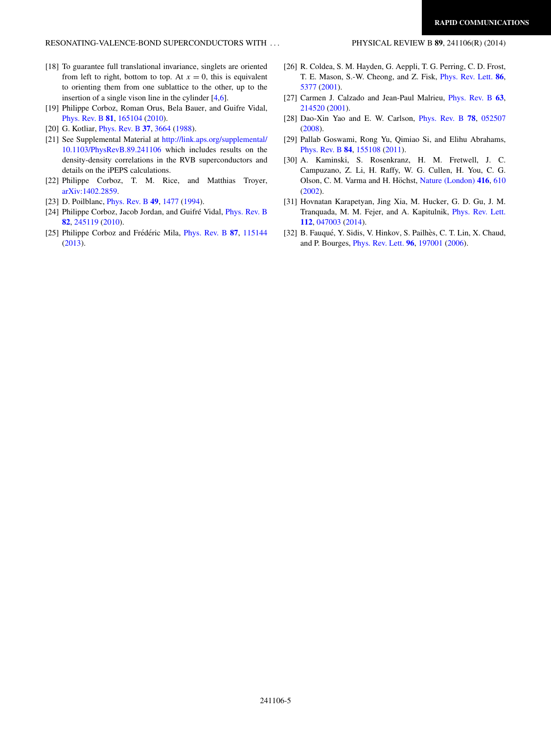[18] To guarantee full translational invariance, singlets are oriented from left to right, bottom to top. At $x = 0$, this is equivalent to orienting them from one sublattice to the other, up to the insertion of a single vison line in the cylinder [4,6].

[19] Philippe Corboz, Roman Orus, Bela Bauer, and Guifre Vidal, Phys. Rev. B **81**, 165104 (2010).

[20] G. Kotliar, Phys. Rev. B **37**, 3664 (1988).

[21] See Supplemental Material at http://link.aps.org/supplemental/10.1103/PhysRevB.89.241106 which includes results on the density-density correlations in the RVB superconductors and details on the iPEPS calculations.

[22] Philippe Corboz, T. M. Rice, and Matthias Troyer, arXiv:1402.2859.

[23] D. Poilblanc, Phys. Rev. B **49**, 1477 (1994).

[24] Philippe Corboz, Jacob Jordan, and Guifré Vidal, Phys. Rev. B **82**, 245119 (2010).

[25] Philippe Corboz and Frédéric Mila, Phys. Rev. B **87**, 115144 (2013).

[26] R. Coldea, S. M. Hayden, G. Aeppli, T. G. Perring, C. D. Frost, T. E. Mason, S.-W. Cheong, and Z. Fisk, Phys. Rev. Lett. **86**, 5377 (2001).

[27] Carmen J. Calzado and Jean-Paul Malrieu, Phys. Rev. B **63**, 214520 (2001).

[28] Dao-Xin Yao and E. W. Carlson, Phys. Rev. B **78**, 052507 (2008).

[29] Pallab Goswami, Rong Yu, Qimiao Si, and Elihu Abrahams, Phys. Rev. B **84**, 155108 (2011).

[30] A. Kaminski, S. Rosenkranz, H. M. Fretwell, J. C. Campuzano, Z. Li, H. Raffy, W. G. Cullen, H. You, C. G. Olson, C. M. Varma and H. Höchst, Nature (London) **416**, 610 (2002).

[31] Hovnatan Karapetyan, Jing Xia, M. Hucker, G. D. Gu, J. M. Tranquada, M. M. Fejer, and A. Kapitulnik, Phys. Rev. Lett. **112**, 047003 (2014).

[32] B. Fauqué, Y. Sidis, V. Hinkov, S. Pailhès, C. T. Lin, X. Chaud, and P. Bourges, Phys. Rev. Lett. **96**, 197001 (2006).